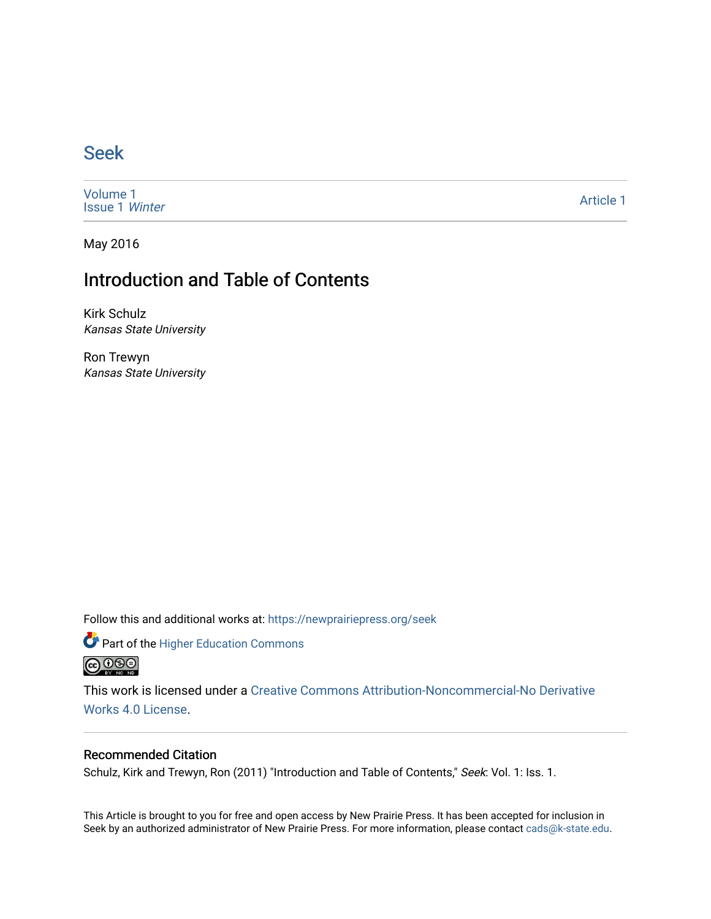# Seek

Volume 1
Issue 1 *Winter*

Article 1

May 2016

## Introduction and Table of Contents

Kirk Schulz
*Kansas State University*

Ron Trewyn
*Kansas State University*

Follow this and additional works at: https://newprairiepress.org/seek

Part of the Higher Education Commons

This work is licensed under a Creative Commons Attribution-Noncommercial-No Derivative Works 4.0 License.

### Recommended Citation

Schulz, Kirk and Trewyn, Ron (2011) "Introduction and Table of Contents," *Seek*: Vol. 1: Iss. 1.

This Article is brought to you for free and open access by New Prairie Press. It has been accepted for inclusion in Seek by an authorized administrator of New Prairie Press. For more information, please contact cads@k-state.edu.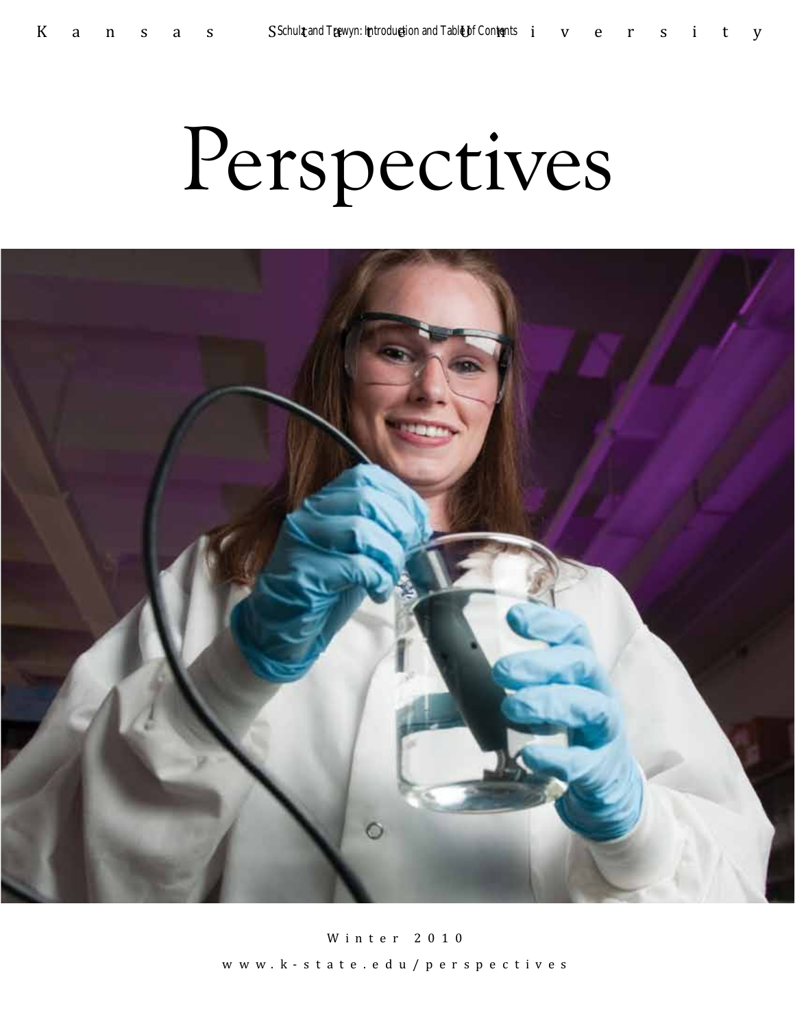Kansas State University

# Perspectives

Winter 2010

www.k-state.edu/perspectives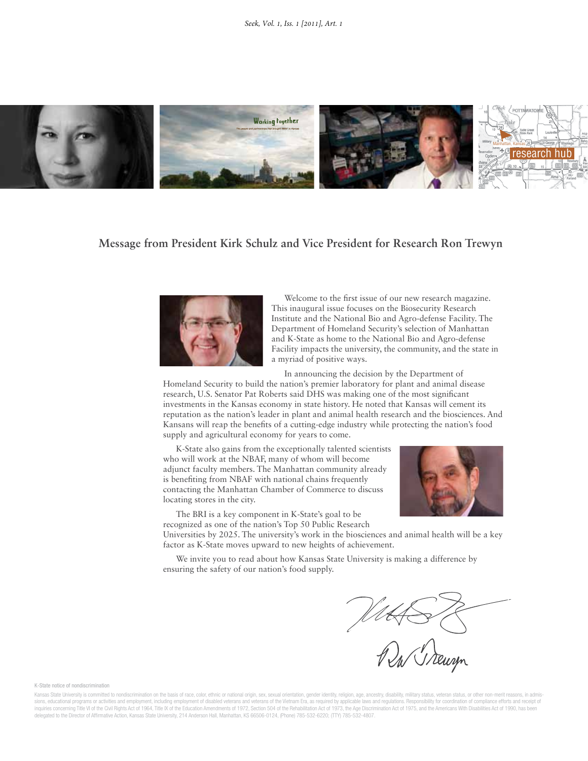## Message from President Kirk Schulz and Vice President for Research Ron Trewyn

Welcome to the first issue of our new research magazine. This inaugural issue focuses on the Biosecurity Research Institute and the National Bio and Agro-defense Facility. The Department of Homeland Security's selection of Manhattan and K-State as home to the National Bio and Agro-defense Facility impacts the university, the community, and the state in a myriad of positive ways.

In announcing the decision by the Department of Homeland Security to build the nation's premier laboratory for plant and animal disease research, U.S. Senator Pat Roberts said DHS was making one of the most significant investments in the Kansas economy in state history. He noted that Kansas will cement its reputation as the nation's leader in plant and animal health research and the biosciences. And Kansans will reap the benefits of a cutting-edge industry while protecting the nation's food supply and agricultural economy for years to come.

K-State also gains from the exceptionally talented scientists who will work at the NBAF, many of whom will become adjunct faculty members. The Manhattan community already is benefiting from NBAF with national chains frequently contacting the Manhattan Chamber of Commerce to discuss locating stores in the city.

The BRI is a key component in K-State's goal to be recognized as one of the nation's Top 50 Public Research Universities by 2025. The university's work in the biosciences and animal health will be a key factor as K-State moves upward to new heights of achievement.

We invite you to read about how Kansas State University is making a difference by ensuring the safety of our nation's food supply.

K-State notice of nondiscrimination

Kansas State University is committed to nondiscrimination on the basis of race, color, ethnic or national origin, sex, sexual orientation, gender identity, religion, age, ancestry, disability, military status, veteran status, or other non-merit reasons, in admissions, educational programs or activities and employment, including employment of disabled veterans and veterans of the Vietnam Era, as required by applicable laws and regulations. Responsibility for coordination of compliance efforts and receipt of inquiries concerning Title VI of the Civil Rights Act of 1964, Title IX of the Education Amendments of 1972, Section 504 of the Rehabilitation Act of 1973, the Age Discrimination Act of 1975, and the Americans With Disabilities Act of 1990, has been delegated to the Director of Affirmative Action, Kansas State University, 214 Anderson Hall, Manhattan, KS 66506-0124, (Phone) 785-532-6220; (TTY) 785-532-4807.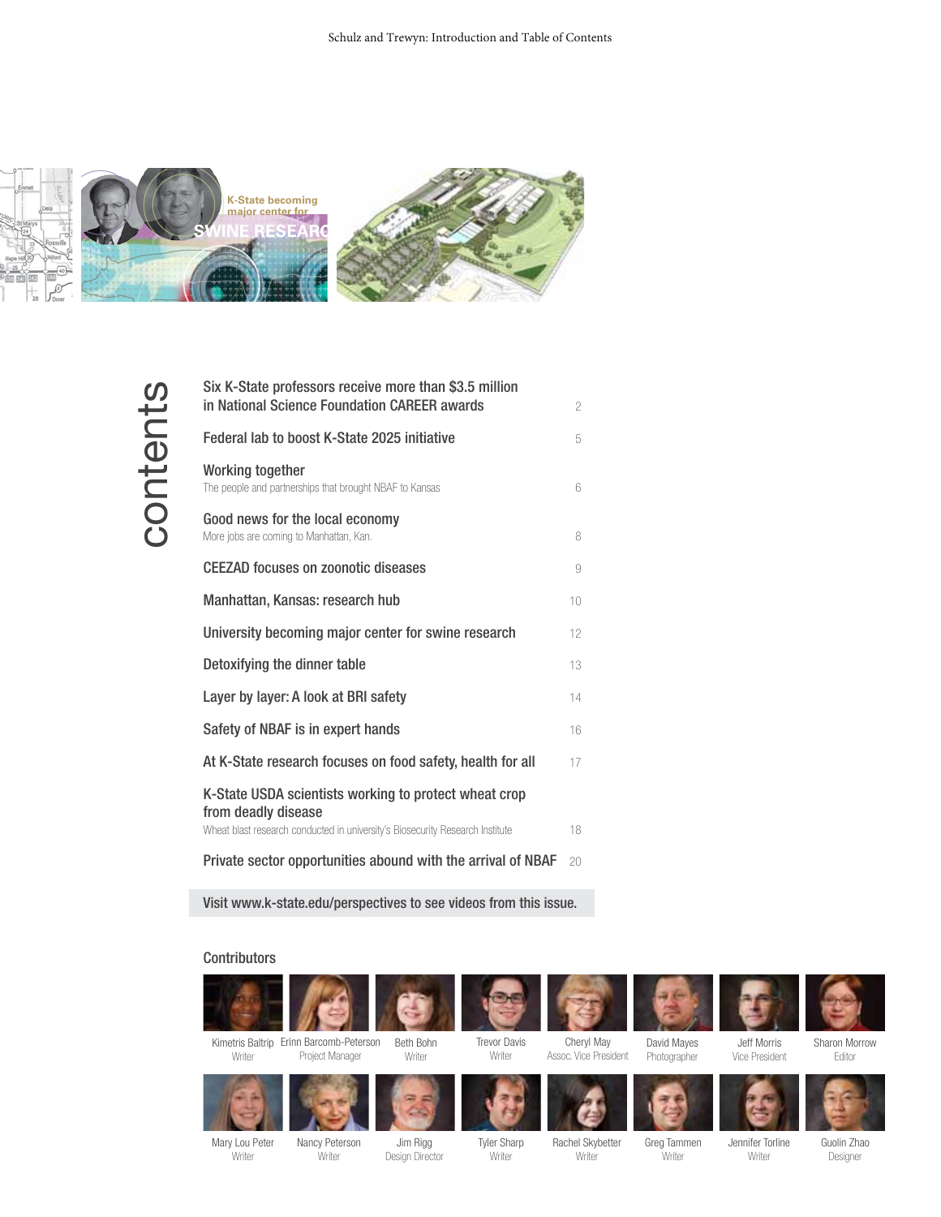# contents

| | |
|---|---|
| Six K-State professors receive more than $3.5 million in National Science Foundation CAREER awards | 2 |
| Federal lab to boost K-State 2025 initiative | 5 |
| Working together<br>The people and partnerships that brought NBAF to Kansas | 6 |
| Good news for the local economy<br>More jobs are coming to Manhattan, Kan. | 8 |
| CEEZAD focuses on zoonotic diseases | 9 |
| Manhattan, Kansas: research hub | 10 |
| University becoming major center for swine research | 12 |
| Detoxifying the dinner table | 13 |
| Layer by layer: A look at BRI safety | 14 |
| Safety of NBAF is in expert hands | 16 |
| At K-State research focuses on food safety, health for all | 17 |
| K-State USDA scientists working to protect wheat crop from deadly disease<br>Wheat blast research conducted in university's Biosecurity Research Institute | 18 |
| Private sector opportunities abound with the arrival of NBAF | 20 |

Visit www.k-state.edu/perspectives to see videos from this issue.

## Contributors

Kimetris Baltrip, Writer
Erinn Barcomb-Peterson, Project Manager
Beth Bohn, Writer
Trevor Davis, Writer
Cheryl May, Assoc. Vice President
David Mayes, Photographer
Jeff Morris, Vice President
Sharon Morrow, Editor
Mary Lou Peter, Writer
Nancy Peterson, Writer
Jim Rigg, Design Director
Tyler Sharp, Writer
Rachel Skybetter, Writer
Greg Tammen, Writer
Jennifer Torline, Writer
Guolin Zhao, Designer